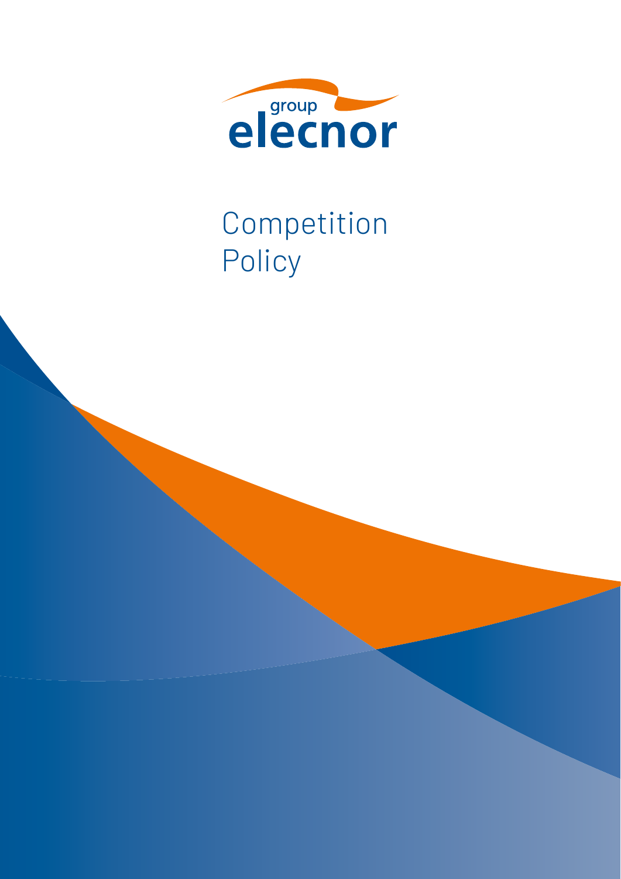group elecnor

# Competition Policy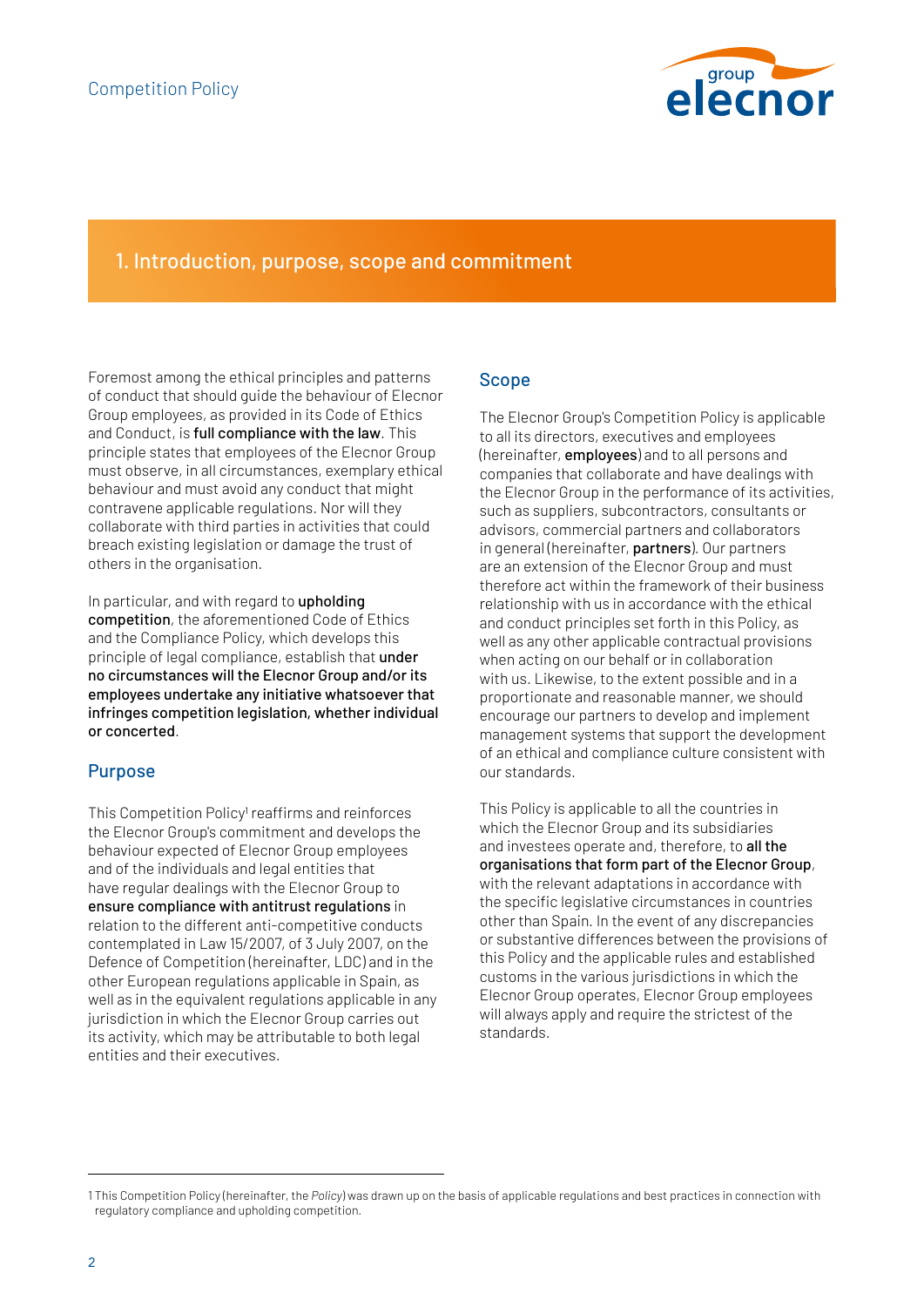## 1. Introduction, purpose, scope and commitment

Foremost among the ethical principles and patterns of conduct that should guide the behaviour of Elecnor Group employees, as provided in its Code of Ethics and Conduct, is **full compliance with the law**. This principle states that employees of the Elecnor Group must observe, in all circumstances, exemplary ethical behaviour and must avoid any conduct that might contravene applicable regulations. Nor will they collaborate with third parties in activities that could breach existing legislation or damage the trust of others in the organisation.

In particular, and with regard to **upholding competition**, the aforementioned Code of Ethics and the Compliance Policy, which develops this principle of legal compliance, establish that **under no circumstances will the Elecnor Group and/or its employees undertake any initiative whatsoever that infringes competition legislation, whether individual or concerted**.

### Purpose

This Competition Policy[1] reaffirms and reinforces the Elecnor Group's commitment and develops the behaviour expected of Elecnor Group employees and of the individuals and legal entities that have regular dealings with the Elecnor Group to **ensure compliance with antitrust regulations** in relation to the different anti-competitive conducts contemplated in Law 15/2007, of 3 July 2007, on the Defence of Competition (hereinafter, LDC) and in the other European regulations applicable in Spain, as well as in the equivalent regulations applicable in any jurisdiction in which the Elecnor Group carries out its activity, which may be attributable to both legal entities and their executives.

### Scope

The Elecnor Group's Competition Policy is applicable to all its directors, executives and employees (hereinafter, **employees**) and to all persons and companies that collaborate and have dealings with the Elecnor Group in the performance of its activities, such as suppliers, subcontractors, consultants or advisors, commercial partners and collaborators in general (hereinafter, **partners**). Our partners are an extension of the Elecnor Group and must therefore act within the framework of their business relationship with us in accordance with the ethical and conduct principles set forth in this Policy, as well as any other applicable contractual provisions when acting on our behalf or in collaboration with us. Likewise, to the extent possible and in a proportionate and reasonable manner, we should encourage our partners to develop and implement management systems that support the development of an ethical and compliance culture consistent with our standards.

This Policy is applicable to all the countries in which the Elecnor Group and its subsidiaries and investees operate and, therefore, to **all the organisations that form part of the Elecnor Group**, with the relevant adaptations in accordance with the specific legislative circumstances in countries other than Spain. In the event of any discrepancies or substantive differences between the provisions of this Policy and the applicable rules and established customs in the various jurisdictions in which the Elecnor Group operates, Elecnor Group employees will always apply and require the strictest of the standards.

---

[1] This Competition Policy (hereinafter, the *Policy*) was drawn up on the basis of applicable regulations and best practices in connection with regulatory compliance and upholding competition.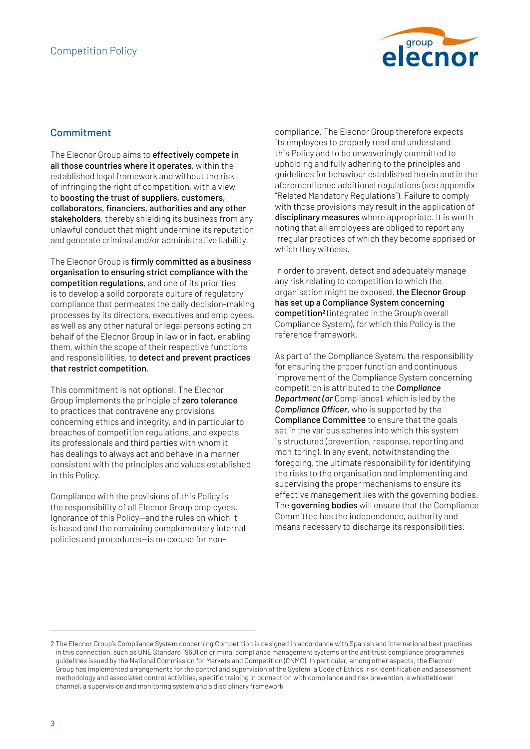## Commitment

The Elecnor Group aims to **effectively compete in all those countries where it operates**, within the established legal framework and without the risk of infringing the right of competition, with a view to **boosting the trust of suppliers, customers, collaborators, financiers, authorities and any other stakeholders**, thereby shielding its business from any unlawful conduct that might undermine its reputation and generate criminal and/or administrative liability.

The Elecnor Group is **firmly committed as a business organisation to ensuring strict compliance with the competition regulations**, and one of its priorities is to develop a solid corporate culture of regulatory compliance that permeates the daily decision-making processes by its directors, executives and employees, as well as any other natural or legal persons acting on behalf of the Elecnor Group in law or in fact, enabling them, within the scope of their respective functions and responsibilities, to **detect and prevent practices that restrict competition**.

This commitment is not optional. The Elecnor Group implements the principle of **zero tolerance** to practices that contravene any provisions concerning ethics and integrity, and in particular to breaches of competition regulations, and expects its professionals and third parties with whom it has dealings to always act and behave in a manner consistent with the principles and values established in this Policy.

Compliance with the provisions of this Policy is the responsibility of all Elecnor Group employees. Ignorance of this Policy—and the rules on which it is based and the remaining complementary internal policies and procedures—is no excuse for non-compliance. The Elecnor Group therefore expects its employees to properly read and understand this Policy and to be unwaveringly committed to upholding and fully adhering to the principles and guidelines for behaviour established herein and in the aforementioned additional regulations (see appendix "Related Mandatory Regulations"). Failure to comply with those provisions may result in the application of **disciplinary measures** where appropriate. It is worth noting that all employees are obliged to report any irregular practices of which they become apprised or which they witness.

In order to prevent, detect and adequately manage any risk relating to competition to which the organisation might be exposed, **the Elecnor Group has set up a Compliance System concerning competition**[2] (integrated in the Group's overall Compliance System), for which this Policy is the reference framework.

As part of the Compliance System, the responsibility for ensuring the proper function and continuous improvement of the Compliance System concerning competition is attributed to the ***Compliance Department (or*** Compliance), which is led by the ***Compliance Officer***, who is supported by the **Compliance Committee** to ensure that the goals set in the various spheres into which this system is structured (prevention, response, reporting and monitoring). In any event, notwithstanding the foregoing, the ultimate responsibility for identifying the risks to the organisation and implementing and supervising the proper mechanisms to ensure its effective management lies with the governing bodies. The **governing bodies** will ensure that the Compliance Committee has the independence, authority and means necessary to discharge its responsibilities.

---

2 The Elecnor Group's Compliance System concerning Competition is designed in accordance with Spanish and international best practices in this connection, such as UNE Standard 19601 on criminal compliance management systems or the antitrust compliance programmes guidelines issued by the National Commission for Markets and Competition (CNMC). In particular, among other aspects, the Elecnor Group has implemented arrangements for the control and supervision of the System, a Code of Ethics, risk identification and assessment methodology and associated control activities, specific training in connection with compliance and risk prevention, a whistleblower channel, a supervision and monitoring system and a disciplinary framework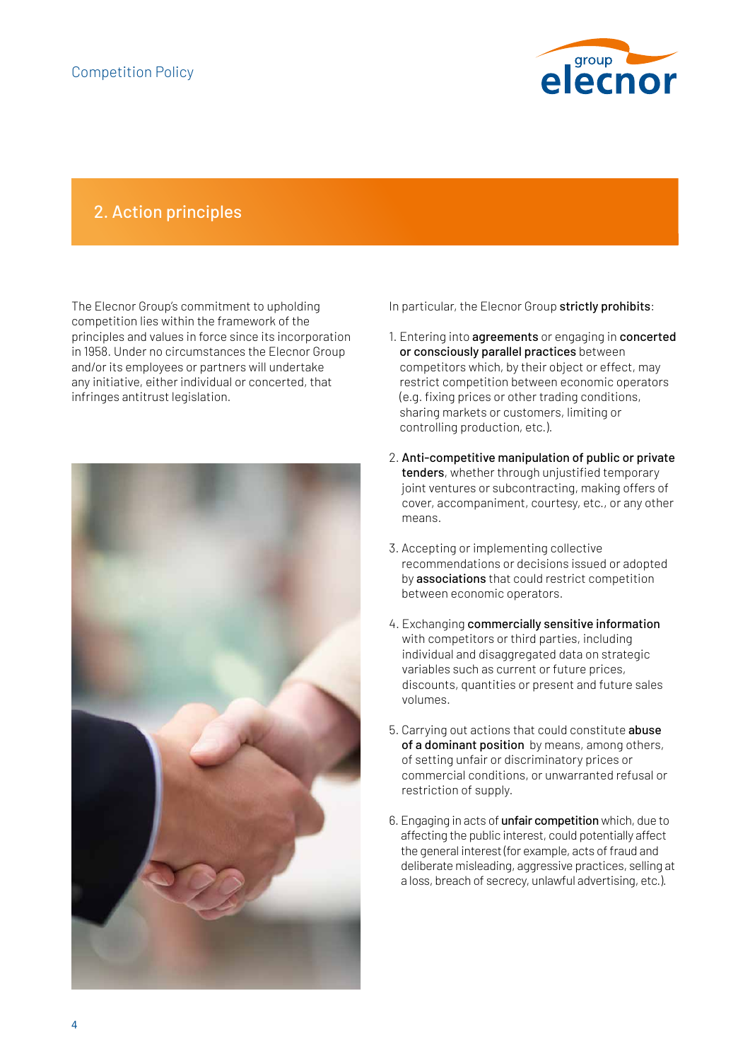## 2. Action principles

The Elecnor Group's commitment to upholding competition lies within the framework of the principles and values in force since its incorporation in 1958. Under no circumstances the Elecnor Group and/or its employees or partners will undertake any initiative, either individual or concerted, that infringes antitrust legislation.

In particular, the Elecnor Group **strictly prohibits**:

1. Entering into **agreements** or engaging in **concerted or consciously parallel practices** between competitors which, by their object or effect, may restrict competition between economic operators (e.g. fixing prices or other trading conditions, sharing markets or customers, limiting or controlling production, etc.).

2. **Anti-competitive manipulation of public or private tenders**, whether through unjustified temporary joint ventures or subcontracting, making offers of cover, accompaniment, courtesy, etc., or any other means.

3. Accepting or implementing collective recommendations or decisions issued or adopted by **associations** that could restrict competition between economic operators.

4. Exchanging **commercially sensitive information** with competitors or third parties, including individual and disaggregated data on strategic variables such as current or future prices, discounts, quantities or present and future sales volumes.

5. Carrying out actions that could constitute **abuse of a dominant position** by means, among others, of setting unfair or discriminatory prices or commercial conditions, or unwarranted refusal or restriction of supply.

6. Engaging in acts of **unfair competition** which, due to affecting the public interest, could potentially affect the general interest (for example, acts of fraud and deliberate misleading, aggressive practices, selling at a loss, breach of secrecy, unlawful advertising, etc.).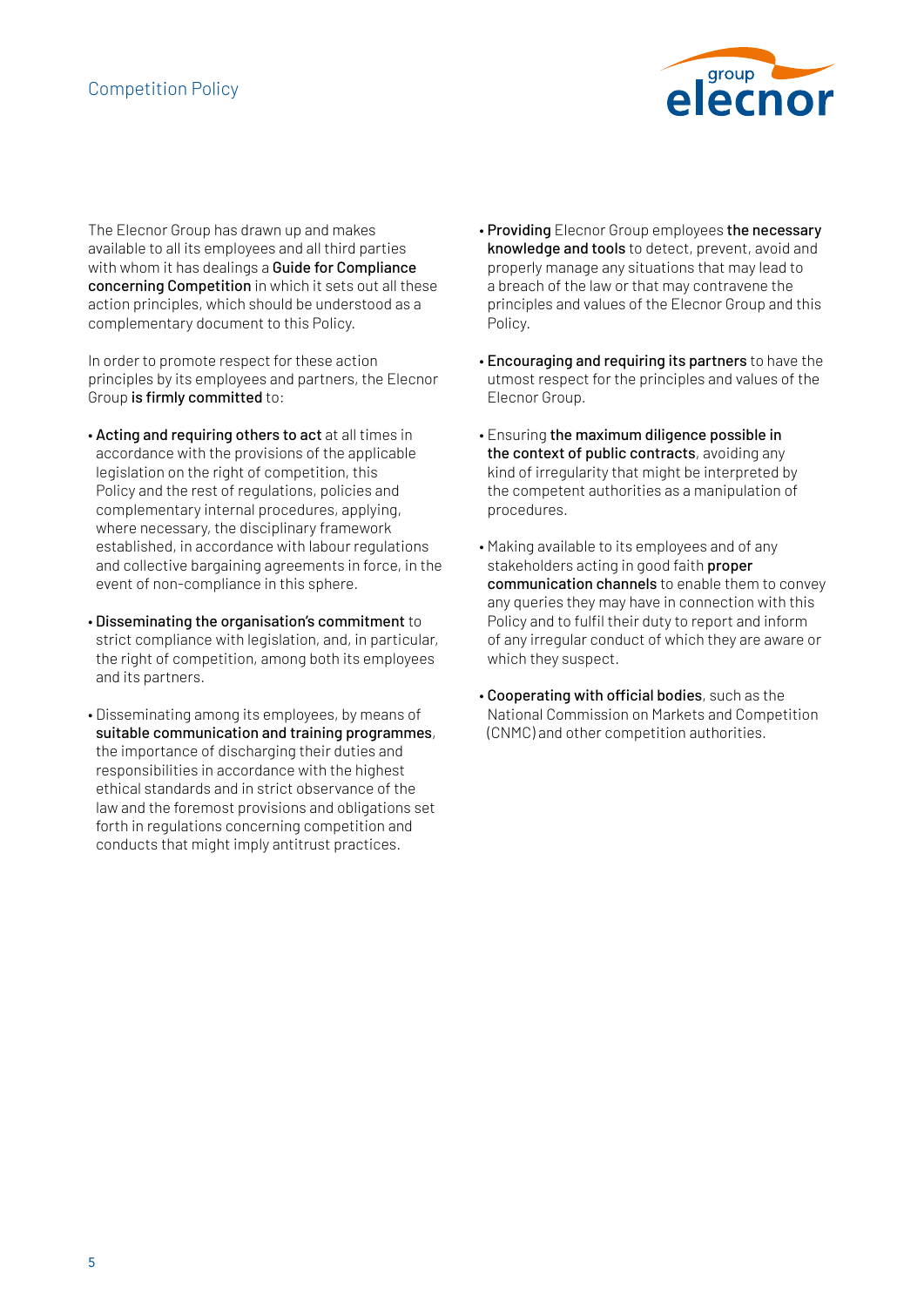The Elecnor Group has drawn up and makes available to all its employees and all third parties with whom it has dealings a **Guide for Compliance concerning Competition** in which it sets out all these action principles, which should be understood as a complementary document to this Policy.

In order to promote respect for these action principles by its employees and partners, the Elecnor Group **is firmly committed** to:

- **Acting and requiring others to act** at all times in accordance with the provisions of the applicable legislation on the right of competition, this Policy and the rest of regulations, policies and complementary internal procedures, applying, where necessary, the disciplinary framework established, in accordance with labour regulations and collective bargaining agreements in force, in the event of non-compliance in this sphere.
- **Disseminating the organisation's commitment** to strict compliance with legislation, and, in particular, the right of competition, among both its employees and its partners.
- Disseminating among its employees, by means of **suitable communication and training programmes**, the importance of discharging their duties and responsibilities in accordance with the highest ethical standards and in strict observance of the law and the foremost provisions and obligations set forth in regulations concerning competition and conducts that might imply antitrust practices.
- **Providing** Elecnor Group employees **the necessary knowledge and tools** to detect, prevent, avoid and properly manage any situations that may lead to a breach of the law or that may contravene the principles and values of the Elecnor Group and this Policy.
- **Encouraging and requiring its partners** to have the utmost respect for the principles and values of the Elecnor Group.
- Ensuring **the maximum diligence possible in the context of public contracts**, avoiding any kind of irregularity that might be interpreted by the competent authorities as a manipulation of procedures.
- Making available to its employees and of any stakeholders acting in good faith **proper communication channels** to enable them to convey any queries they may have in connection with this Policy and to fulfil their duty to report and inform of any irregular conduct of which they are aware or which they suspect.
- **Cooperating with official bodies**, such as the National Commission on Markets and Competition (CNMC) and other competition authorities.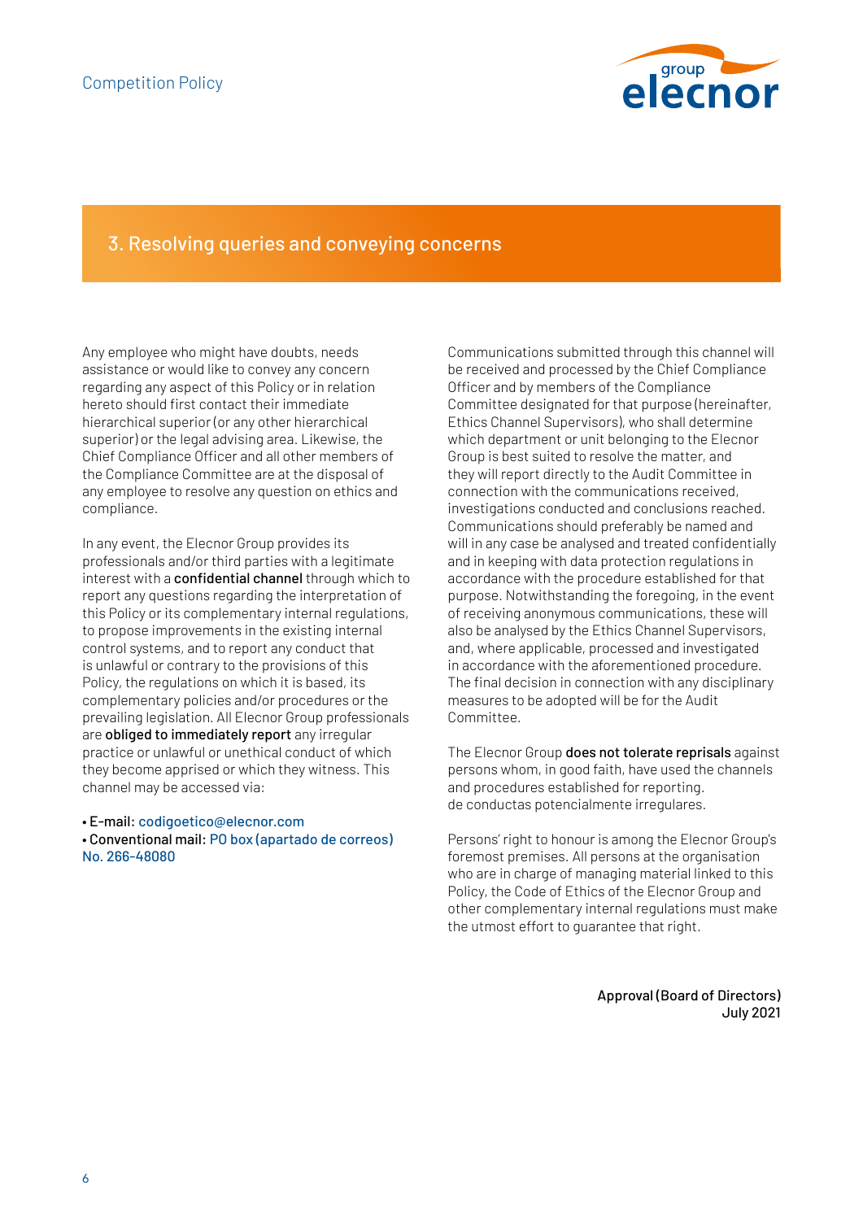## 3. Resolving queries and conveying concerns

Any employee who might have doubts, needs assistance or would like to convey any concern regarding any aspect of this Policy or in relation hereto should first contact their immediate hierarchical superior (or any other hierarchical superior) or the legal advising area. Likewise, the Chief Compliance Officer and all other members of the Compliance Committee are at the disposal of any employee to resolve any question on ethics and compliance.

In any event, the Elecnor Group provides its professionals and/or third parties with a legitimate interest with a **confidential channel** through which to report any questions regarding the interpretation of this Policy or its complementary internal regulations, to propose improvements in the existing internal control systems, and to report any conduct that is unlawful or contrary to the provisions of this Policy, the regulations on which it is based, its complementary policies and/or procedures or the prevailing legislation. All Elecnor Group professionals are **obliged to immediately report** any irregular practice or unlawful or unethical conduct of which they become apprised or which they witness. This channel may be accessed via:

- **E-mail:** codigoetico@elecnor.com
- **Conventional mail:** PO box (apartado de correos) No. 266-48080

Communications submitted through this channel will be received and processed by the Chief Compliance Officer and by members of the Compliance Committee designated for that purpose (hereinafter, Ethics Channel Supervisors), who shall determine which department or unit belonging to the Elecnor Group is best suited to resolve the matter, and they will report directly to the Audit Committee in connection with the communications received, investigations conducted and conclusions reached. Communications should preferably be named and will in any case be analysed and treated confidentially and in keeping with data protection regulations in accordance with the procedure established for that purpose. Notwithstanding the foregoing, in the event of receiving anonymous communications, these will also be analysed by the Ethics Channel Supervisors, and, where applicable, processed and investigated in accordance with the aforementioned procedure. The final decision in connection with any disciplinary measures to be adopted will be for the Audit Committee.

The Elecnor Group **does not tolerate reprisals** against persons whom, in good faith, have used the channels and procedures established for reporting. de conductas potencialmente irregulares.

Persons' right to honour is among the Elecnor Group's foremost premises. All persons at the organisation who are in charge of managing material linked to this Policy, the Code of Ethics of the Elecnor Group and other complementary internal regulations must make the utmost effort to guarantee that right.

**Approval (Board of Directors)**
**July 2021**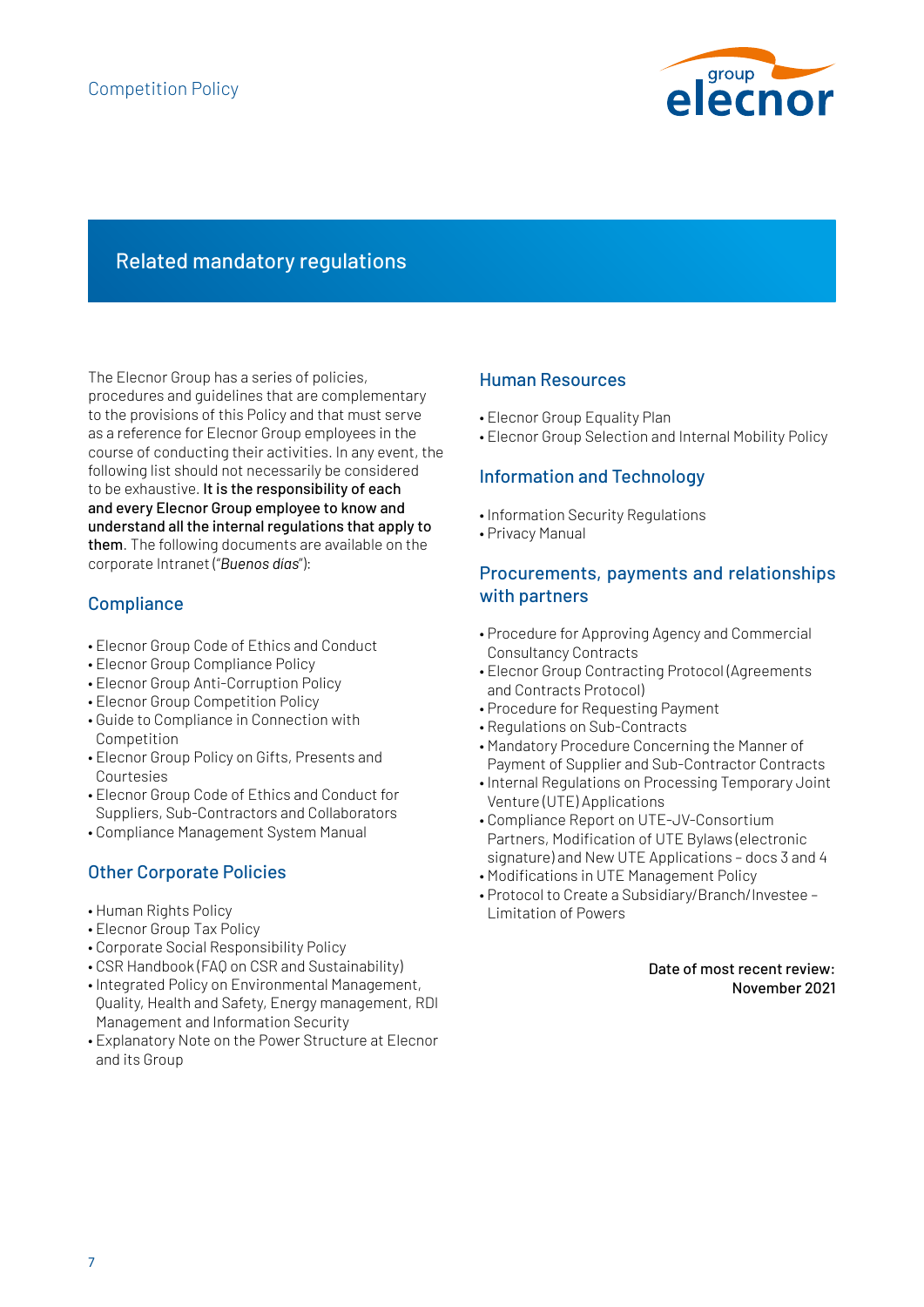## Related mandatory regulations

The Elecnor Group has a series of policies, procedures and guidelines that are complementary to the provisions of this Policy and that must serve as a reference for Elecnor Group employees in the course of conducting their activities. In any event, the following list should not necessarily be considered to be exhaustive. **It is the responsibility of each and every Elecnor Group employee to know and understand all the internal regulations that apply to them**. The following documents are available on the corporate Intranet ("*Buenos días*"):

### Compliance

- Elecnor Group Code of Ethics and Conduct
- Elecnor Group Compliance Policy
- Elecnor Group Anti-Corruption Policy
- Elecnor Group Competition Policy
- Guide to Compliance in Connection with Competition
- Elecnor Group Policy on Gifts, Presents and Courtesies
- Elecnor Group Code of Ethics and Conduct for Suppliers, Sub-Contractors and Collaborators
- Compliance Management System Manual

### Other Corporate Policies

- Human Rights Policy
- Elecnor Group Tax Policy
- Corporate Social Responsibility Policy
- CSR Handbook (FAQ on CSR and Sustainability)
- Integrated Policy on Environmental Management, Quality, Health and Safety, Energy management, RDI Management and Information Security
- Explanatory Note on the Power Structure at Elecnor and its Group

### Human Resources

- Elecnor Group Equality Plan
- Elecnor Group Selection and Internal Mobility Policy

### Information and Technology

- Information Security Regulations
- Privacy Manual

### Procurements, payments and relationships with partners

- Procedure for Approving Agency and Commercial Consultancy Contracts
- Elecnor Group Contracting Protocol (Agreements and Contracts Protocol)
- Procedure for Requesting Payment
- Regulations on Sub-Contracts
- Mandatory Procedure Concerning the Manner of Payment of Supplier and Sub-Contractor Contracts
- Internal Regulations on Processing Temporary Joint Venture (UTE) Applications
- Compliance Report on UTE-JV-Consortium Partners, Modification of UTE Bylaws (electronic signature) and New UTE Applications – docs 3 and 4
- Modifications in UTE Management Policy
- Protocol to Create a Subsidiary/Branch/Investee – Limitation of Powers

Date of most recent review:
November 2021